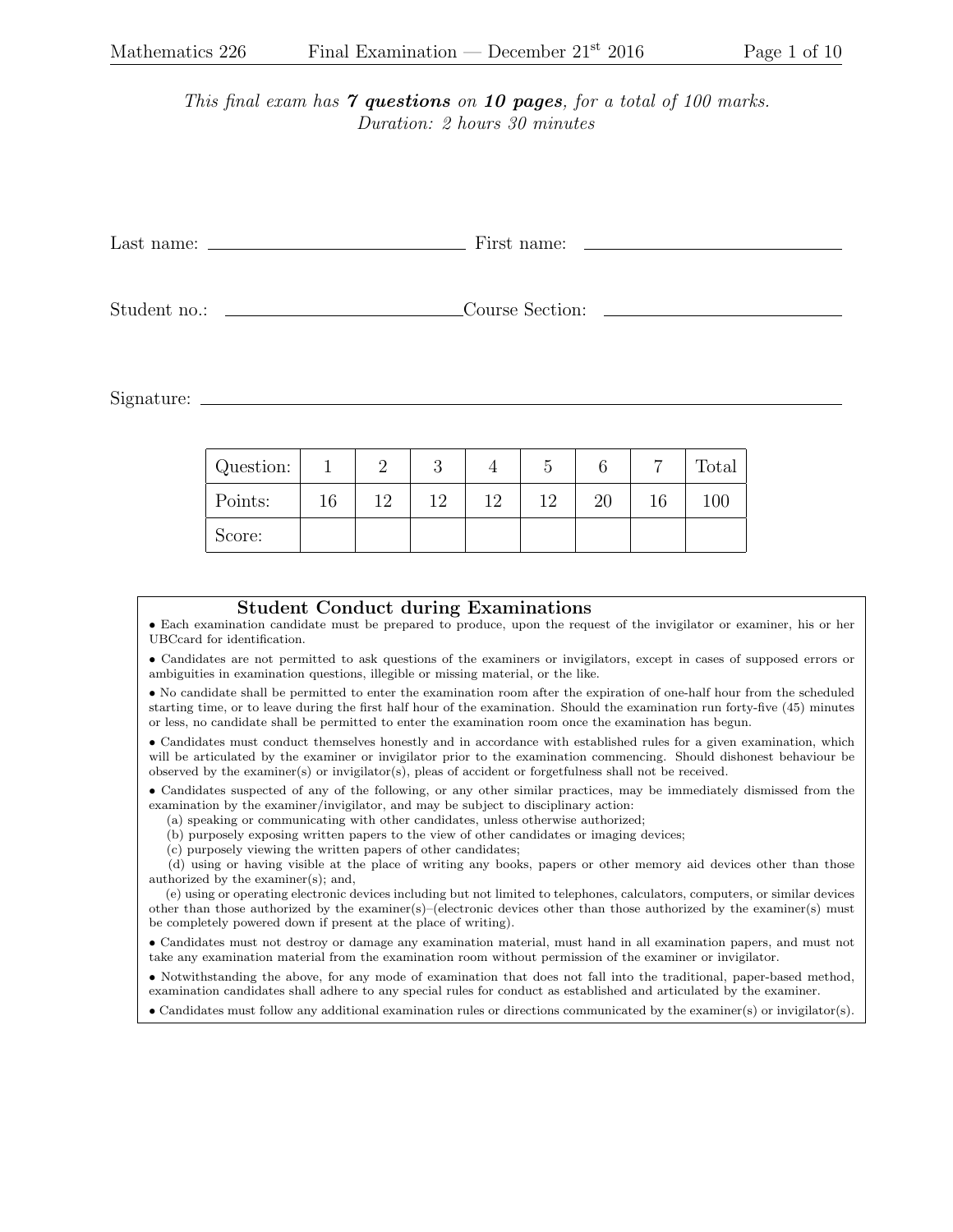*This final exam has **7 questions** on **10 pages**, for a total of 100 marks.*
*Duration: 2 hours 30 minutes*

Last name: \_\_\_\_\_\_\_\_\_\_\_\_\_\_\_\_\_\_\_\_ First name: \_\_\_\_\_\_\_\_\_\_\_\_\_\_\_\_\_\_\_\_

Student no.: \_\_\_\_\_\_\_\_\_\_\_\_\_\_\_\_\_\_\_\_ Course Section: \_\_\_\_\_\_\_\_\_\_\_\_\_\_\_\_\_\_\_\_

Signature: \_\_\_\_\_\_\_\_\_\_\_\_\_\_\_\_\_\_\_\_\_\_\_\_\_\_\_\_\_\_\_\_\_\_\_\_\_\_\_\_

| Question: | 1 | 2 | 3 | 4 | 5 | 6 | 7 | Total |
|---|---|---|---|---|---|---|---|---|
| Points: | 16 | 12 | 12 | 12 | 12 | 20 | 16 | 100 |
| Score: | | | | | | | | |

## Student Conduct during Examinations

- Each examination candidate must be prepared to produce, upon the request of the invigilator or examiner, his or her UBCcard for identification.
- Candidates are not permitted to ask questions of the examiners or invigilators, except in cases of supposed errors or ambiguities in examination questions, illegible or missing material, or the like.
- No candidate shall be permitted to enter the examination room after the expiration of one-half hour from the scheduled starting time, or to leave during the first half hour of the examination. Should the examination run forty-five (45) minutes or less, no candidate shall be permitted to enter the examination room once the examination has begun.
- Candidates must conduct themselves honestly and in accordance with established rules for a given examination, which will be articulated by the examiner or invigilator prior to the examination commencing. Should dishonest behaviour be observed by the examiner(s) or invigilator(s), pleas of accident or forgetfulness shall not be received.
- Candidates suspected of any of the following, or any other similar practices, may be immediately dismissed from the examination by the examiner/invigilator, and may be subject to disciplinary action:
  - (a) speaking or communicating with other candidates, unless otherwise authorized;
  - (b) purposely exposing written papers to the view of other candidates or imaging devices;
  - (c) purposely viewing the written papers of other candidates;
  - (d) using or having visible at the place of writing any books, papers or other memory aid devices other than those authorized by the examiner(s); and,
  - (e) using or operating electronic devices including but not limited to telephones, calculators, computers, or similar devices other than those authorized by the examiner(s)–(electronic devices other than those authorized by the examiner(s) must be completely powered down if present at the place of writing).
- Candidates must not destroy or damage any examination material, must hand in all examination papers, and must not take any examination material from the examination room without permission of the examiner or invigilator.
- Notwithstanding the above, for any mode of examination that does not fall into the traditional, paper-based method, examination candidates shall adhere to any special rules for conduct as established and articulated by the examiner.
- Candidates must follow any additional examination rules or directions communicated by the examiner(s) or invigilator(s).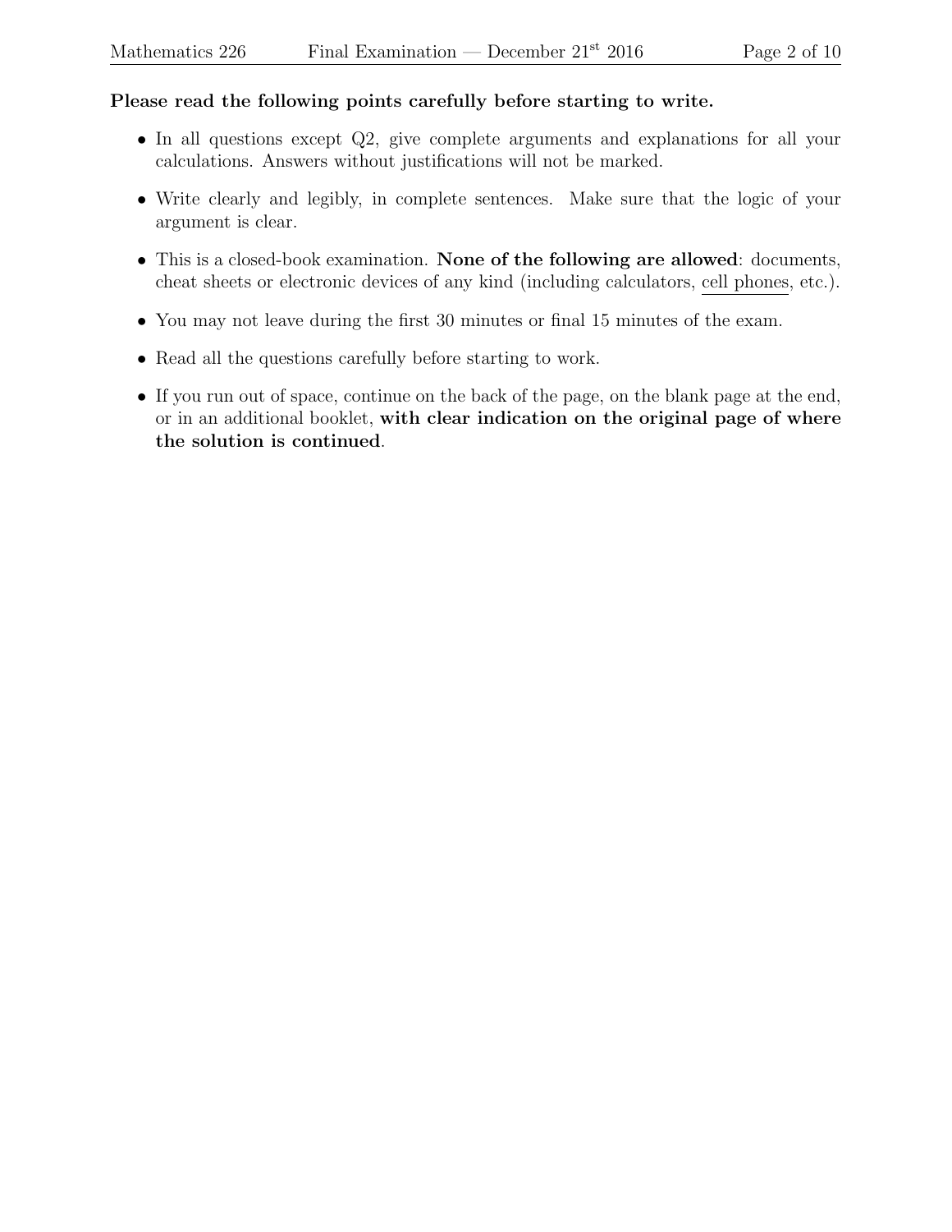**Please read the following points carefully before starting to write.**

- In all questions except Q2, give complete arguments and explanations for all your calculations. Answers without justifications will not be marked.
- Write clearly and legibly, in complete sentences. Make sure that the logic of your argument is clear.
- This is a closed-book examination. **None of the following are allowed**: documents, cheat sheets or electronic devices of any kind (including calculators, cell phones, etc.).
- You may not leave during the first 30 minutes or final 15 minutes of the exam.
- Read all the questions carefully before starting to work.
- If you run out of space, continue on the back of the page, on the blank page at the end, or in an additional booklet, **with clear indication on the original page of where the solution is continued**.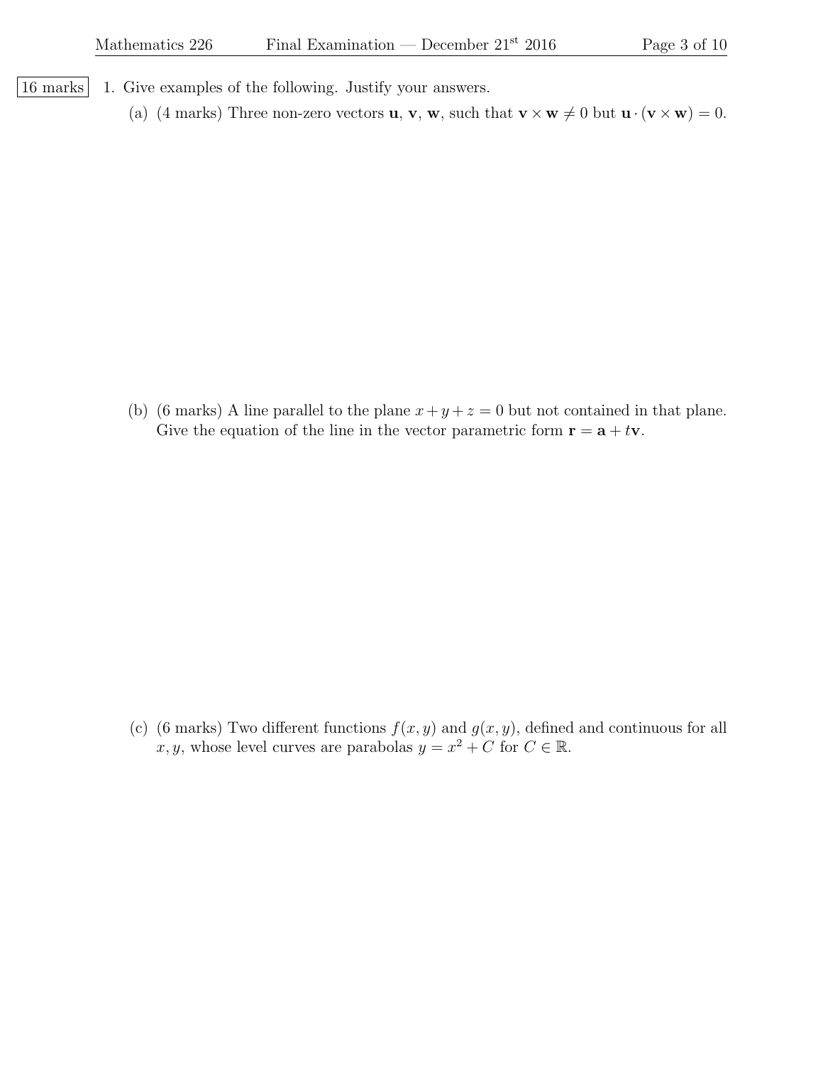16 marks

1. Give examples of the following. Justify your answers.

   (a) (4 marks) Three non-zero vectors $\mathbf{u}$, $\mathbf{v}$, $\mathbf{w}$, such that $\mathbf{v} \times \mathbf{w} \neq 0$ but $\mathbf{u} \cdot (\mathbf{v} \times \mathbf{w}) = 0$.

   (b) (6 marks) A line parallel to the plane $x + y + z = 0$ but not contained in that plane. Give the equation of the line in the vector parametric form $\mathbf{r} = \mathbf{a} + t\mathbf{v}$.

   (c) (6 marks) Two different functions $f(x, y)$ and $g(x, y)$, defined and continuous for all $x, y$, whose level curves are parabolas $y = x^2 + C$ for $C \in \mathbb{R}$.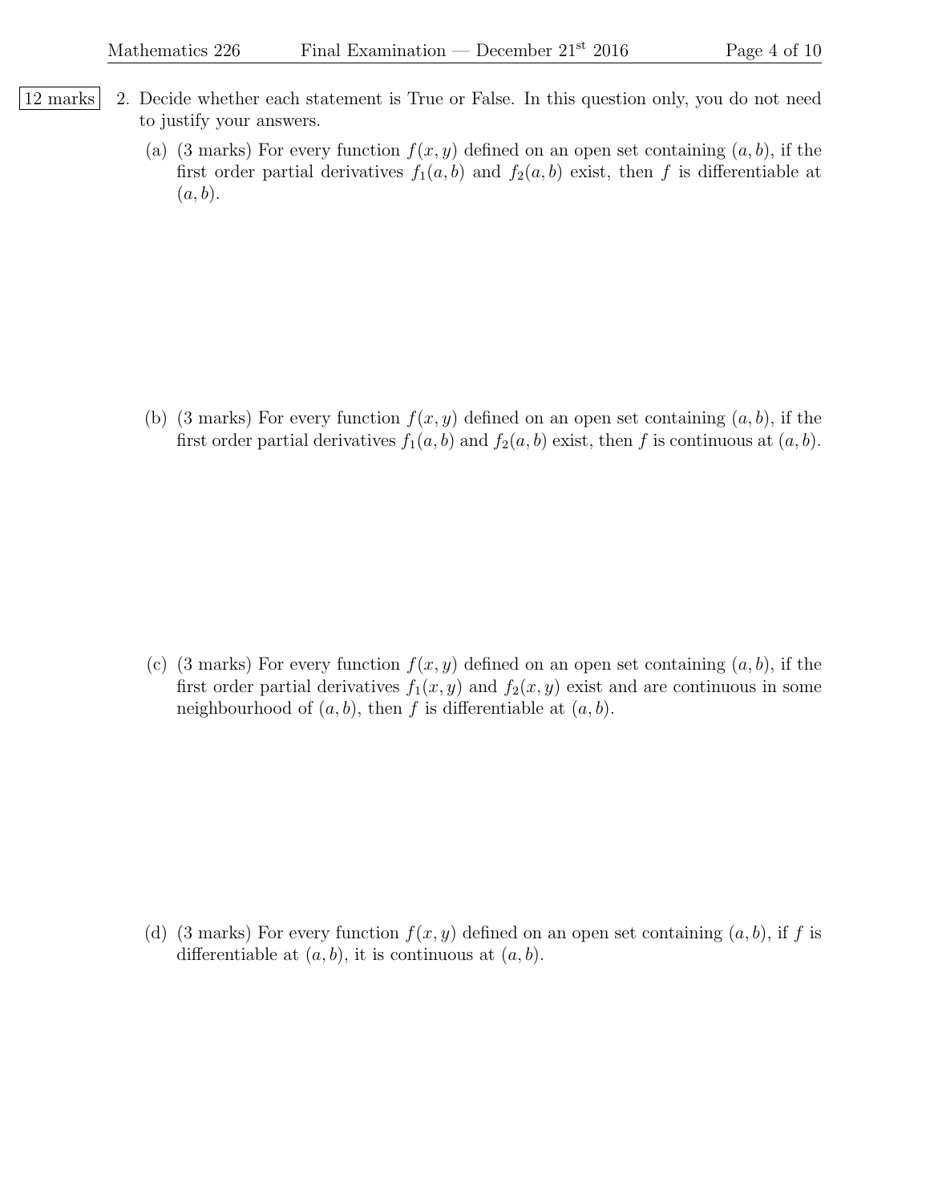12 marks

2. Decide whether each statement is True or False. In this question only, you do not need to justify your answers.

   (a) (3 marks) For every function $f(x, y)$ defined on an open set containing $(a, b)$, if the first order partial derivatives $f_1(a, b)$ and $f_2(a, b)$ exist, then $f$ is differentiable at $(a, b)$.

   (b) (3 marks) For every function $f(x, y)$ defined on an open set containing $(a, b)$, if the first order partial derivatives $f_1(a, b)$ and $f_2(a, b)$ exist, then $f$ is continuous at $(a, b)$.

   (c) (3 marks) For every function $f(x, y)$ defined on an open set containing $(a, b)$, if the first order partial derivatives $f_1(x, y)$ and $f_2(x, y)$ exist and are continuous in some neighbourhood of $(a, b)$, then $f$ is differentiable at $(a, b)$.

   (d) (3 marks) For every function $f(x, y)$ defined on an open set containing $(a, b)$, if $f$ is differentiable at $(a, b)$, it is continuous at $(a, b)$.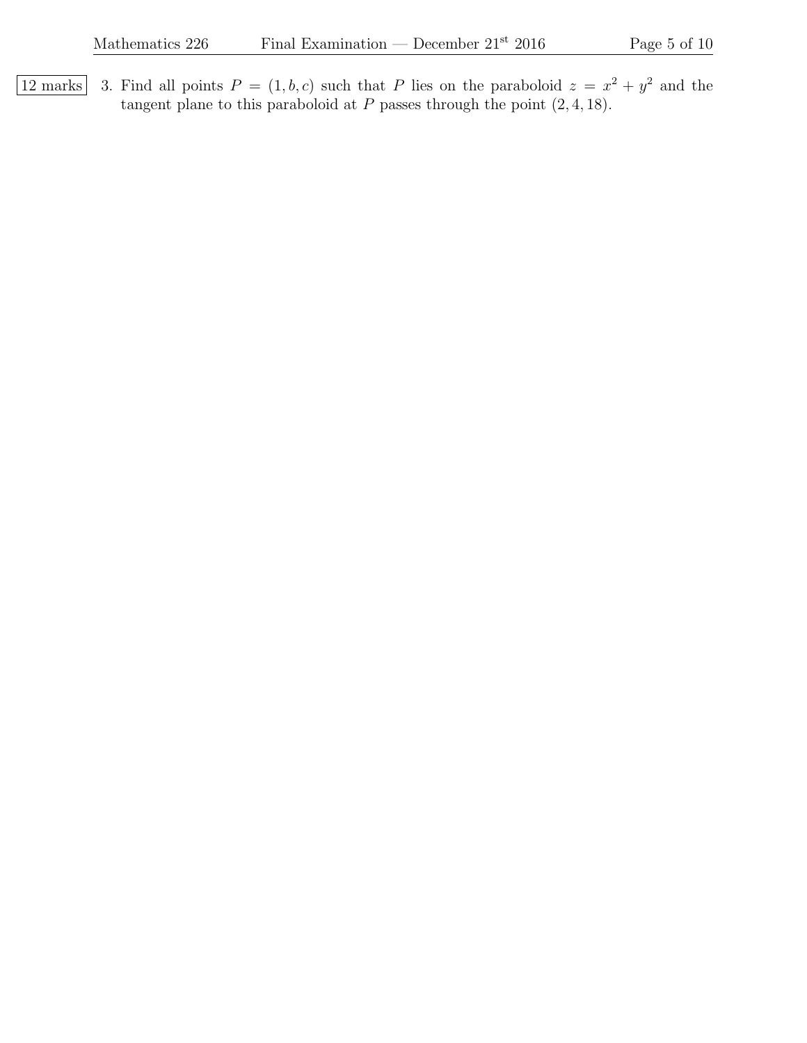12 marks

3. Find all points $P = (1, b, c)$ such that $P$ lies on the paraboloid $z = x^2 + y^2$ and the tangent plane to this paraboloid at $P$ passes through the point $(2, 4, 18)$.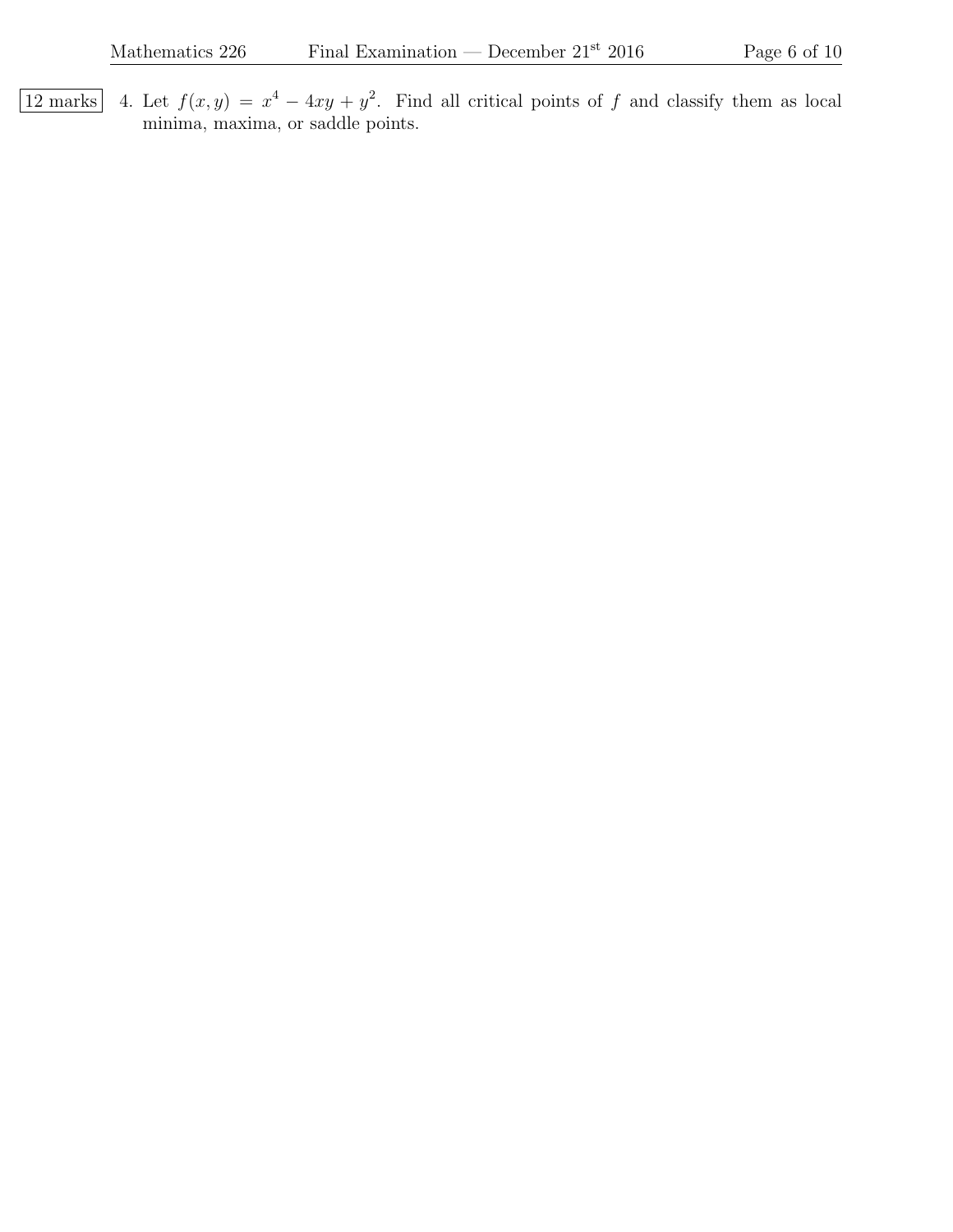12 marks 4. Let $f(x, y) = x^4 - 4xy + y^2$. Find all critical points of $f$ and classify them as local minima, maxima, or saddle points.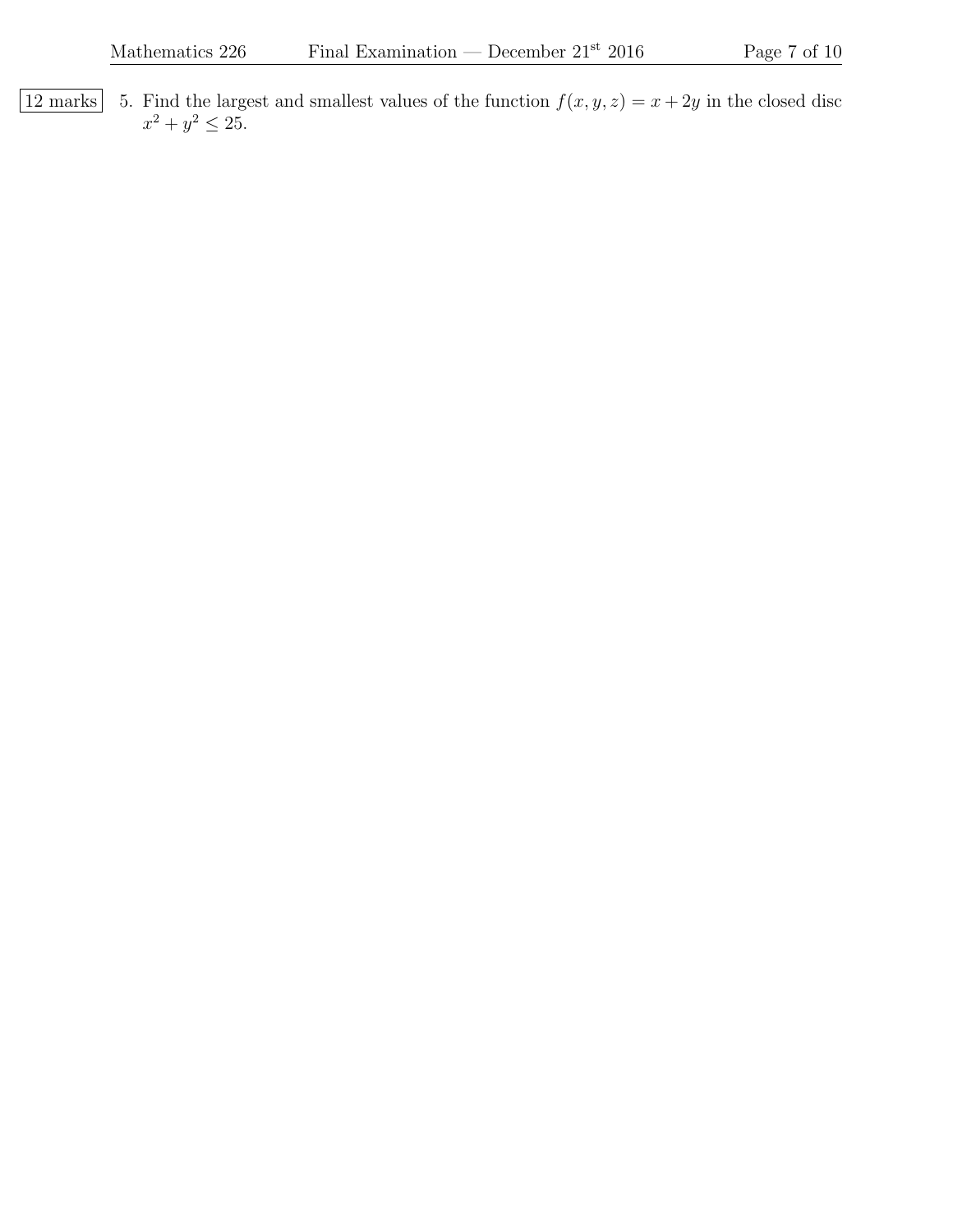12 marks 5. Find the largest and smallest values of the function $f(x, y, z) = x + 2y$ in the closed disc $x^2 + y^2 \leq 25$.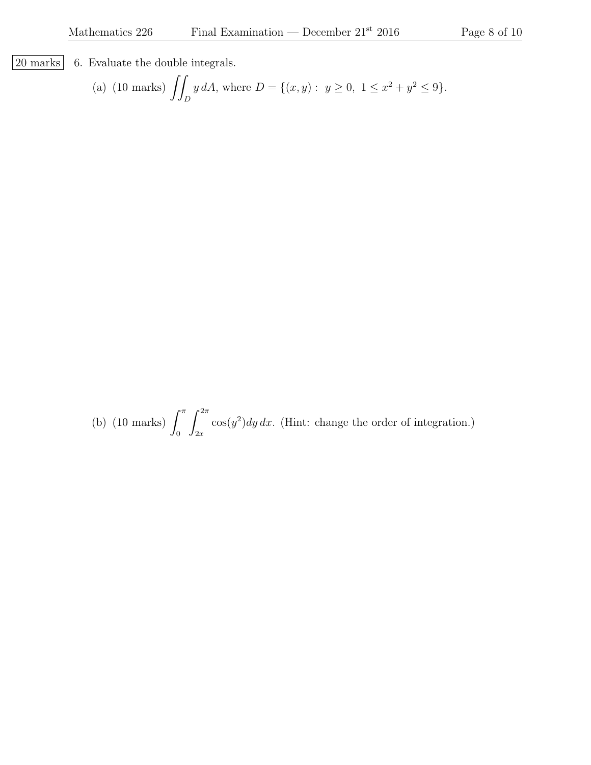20 marks

6. Evaluate the double integrals.

(a) (10 marks) $\iint_D y\, dA$, where $D = \{(x, y) : \ y \geq 0, \ 1 \leq x^2 + y^2 \leq 9\}$.

(b) (10 marks) $\int_0^{\pi} \int_{2x}^{2\pi} \cos(y^2) dy\, dx$. (Hint: change the order of integration.)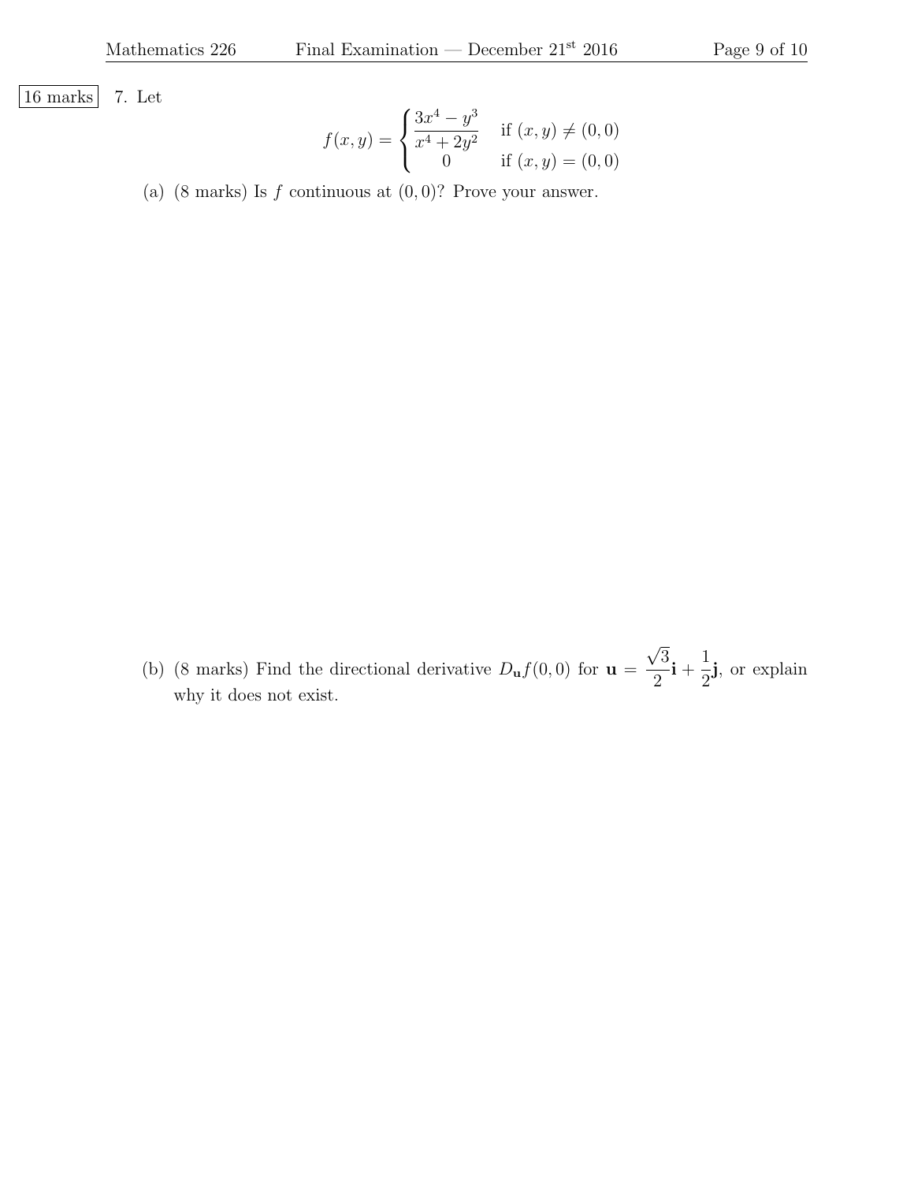16 marks

7. Let

$$f(x,y) = \begin{cases} \dfrac{3x^4 - y^3}{x^4 + 2y^2} & \text{if } (x,y) \neq (0,0) \\ 0 & \text{if } (x,y) = (0,0) \end{cases}$$

(a) (8 marks) Is $f$ continuous at $(0,0)$? Prove your answer.

(b) (8 marks) Find the directional derivative $D_{\mathbf{u}}f(0,0)$ for $\mathbf{u} = \dfrac{\sqrt{3}}{2}\mathbf{i} + \dfrac{1}{2}\mathbf{j}$, or explain why it does not exist.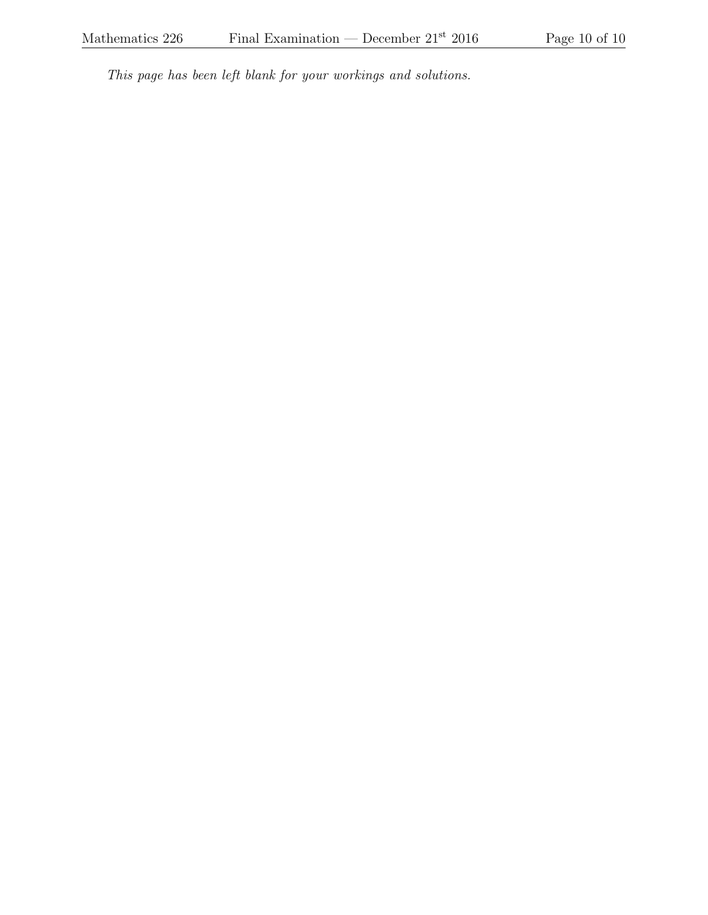*This page has been left blank for your workings and solutions.*